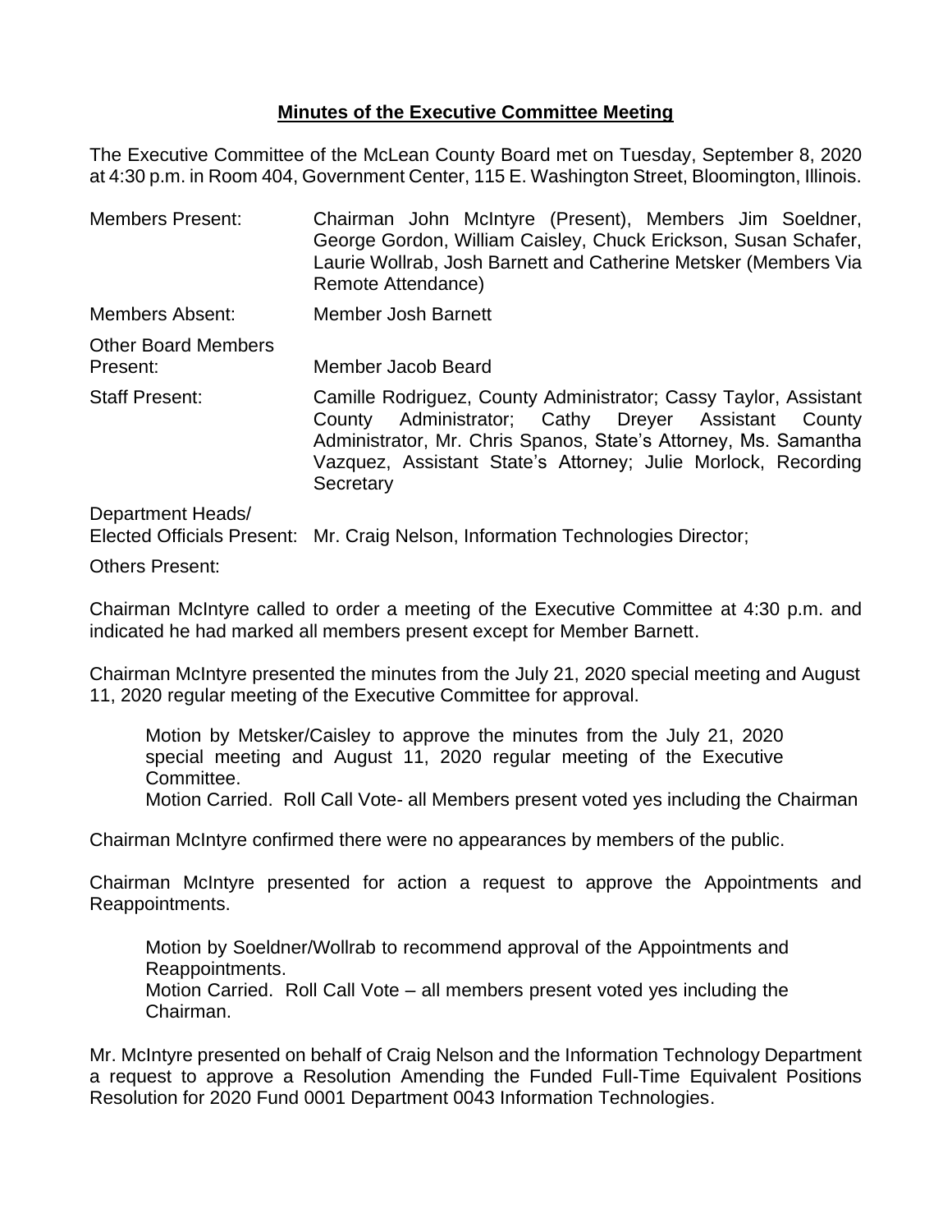# Minutes of the Executive Committee Meeting

The Executive Committee of the McLean County Board met on Tuesday, September 8, 2020 at 4:30 p.m. in Room 404, Government Center, 115 E. Washington Street, Bloomington, Illinois.

| | |
|---|---|
| Members Present: | Chairman John McIntyre (Present), Members Jim Soeldner, George Gordon, William Caisley, Chuck Erickson, Susan Schafer, Laurie Wollrab, Josh Barnett and Catherine Metsker (Members Via Remote Attendance) |
| Members Absent: | Member Josh Barnett |
| Other Board Members Present: | Member Jacob Beard |
| Staff Present: | Camille Rodriguez, County Administrator; Cassy Taylor, Assistant County Administrator; Cathy Dreyer Assistant County Administrator, Mr. Chris Spanos, State's Attorney, Ms. Samantha Vazquez, Assistant State's Attorney; Julie Morlock, Recording Secretary |
| Department Heads/ Elected Officials Present: | Mr. Craig Nelson, Information Technologies Director; |
| Others Present: | |

Chairman McIntyre called to order a meeting of the Executive Committee at 4:30 p.m. and indicated he had marked all members present except for Member Barnett.

Chairman McIntyre presented the minutes from the July 21, 2020 special meeting and August 11, 2020 regular meeting of the Executive Committee for approval.

> Motion by Metsker/Caisley to approve the minutes from the July 21, 2020 special meeting and August 11, 2020 regular meeting of the Executive Committee.
> Motion Carried. Roll Call Vote- all Members present voted yes including the Chairman

Chairman McIntyre confirmed there were no appearances by members of the public.

Chairman McIntyre presented for action a request to approve the Appointments and Reappointments.

> Motion by Soeldner/Wollrab to recommend approval of the Appointments and Reappointments.
> Motion Carried. Roll Call Vote – all members present voted yes including the Chairman.

Mr. McIntyre presented on behalf of Craig Nelson and the Information Technology Department a request to approve a Resolution Amending the Funded Full-Time Equivalent Positions Resolution for 2020 Fund 0001 Department 0043 Information Technologies.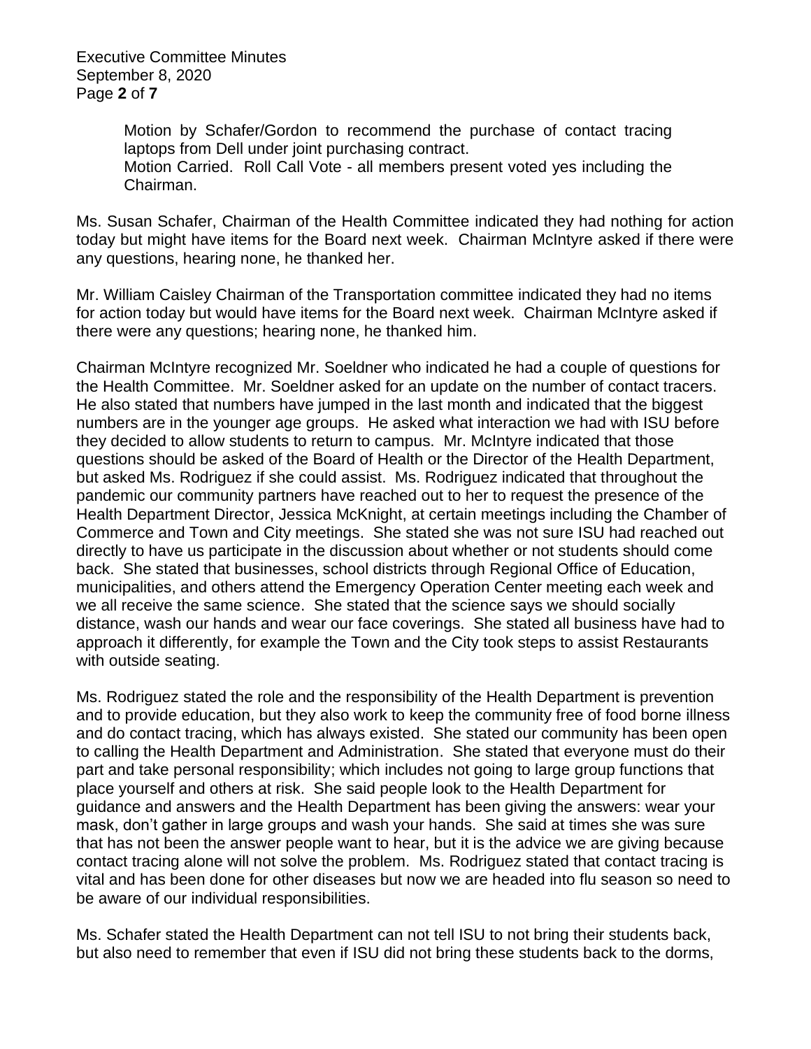Motion by Schafer/Gordon to recommend the purchase of contact tracing laptops from Dell under joint purchasing contract.
Motion Carried. Roll Call Vote - all members present voted yes including the Chairman.

Ms. Susan Schafer, Chairman of the Health Committee indicated they had nothing for action today but might have items for the Board next week. Chairman McIntyre asked if there were any questions, hearing none, he thanked her.

Mr. William Caisley Chairman of the Transportation committee indicated they had no items for action today but would have items for the Board next week. Chairman McIntyre asked if there were any questions; hearing none, he thanked him.

Chairman McIntyre recognized Mr. Soeldner who indicated he had a couple of questions for the Health Committee. Mr. Soeldner asked for an update on the number of contact tracers. He also stated that numbers have jumped in the last month and indicated that the biggest numbers are in the younger age groups. He asked what interaction we had with ISU before they decided to allow students to return to campus. Mr. McIntyre indicated that those questions should be asked of the Board of Health or the Director of the Health Department, but asked Ms. Rodriguez if she could assist. Ms. Rodriguez indicated that throughout the pandemic our community partners have reached out to her to request the presence of the Health Department Director, Jessica McKnight, at certain meetings including the Chamber of Commerce and Town and City meetings. She stated she was not sure ISU had reached out directly to have us participate in the discussion about whether or not students should come back. She stated that businesses, school districts through Regional Office of Education, municipalities, and others attend the Emergency Operation Center meeting each week and we all receive the same science. She stated that the science says we should socially distance, wash our hands and wear our face coverings. She stated all business have had to approach it differently, for example the Town and the City took steps to assist Restaurants with outside seating.

Ms. Rodriguez stated the role and the responsibility of the Health Department is prevention and to provide education, but they also work to keep the community free of food borne illness and do contact tracing, which has always existed. She stated our community has been open to calling the Health Department and Administration. She stated that everyone must do their part and take personal responsibility; which includes not going to large group functions that place yourself and others at risk. She said people look to the Health Department for guidance and answers and the Health Department has been giving the answers: wear your mask, don't gather in large groups and wash your hands. She said at times she was sure that has not been the answer people want to hear, but it is the advice we are giving because contact tracing alone will not solve the problem. Ms. Rodriguez stated that contact tracing is vital and has been done for other diseases but now we are headed into flu season so need to be aware of our individual responsibilities.

Ms. Schafer stated the Health Department can not tell ISU to not bring their students back, but also need to remember that even if ISU did not bring these students back to the dorms,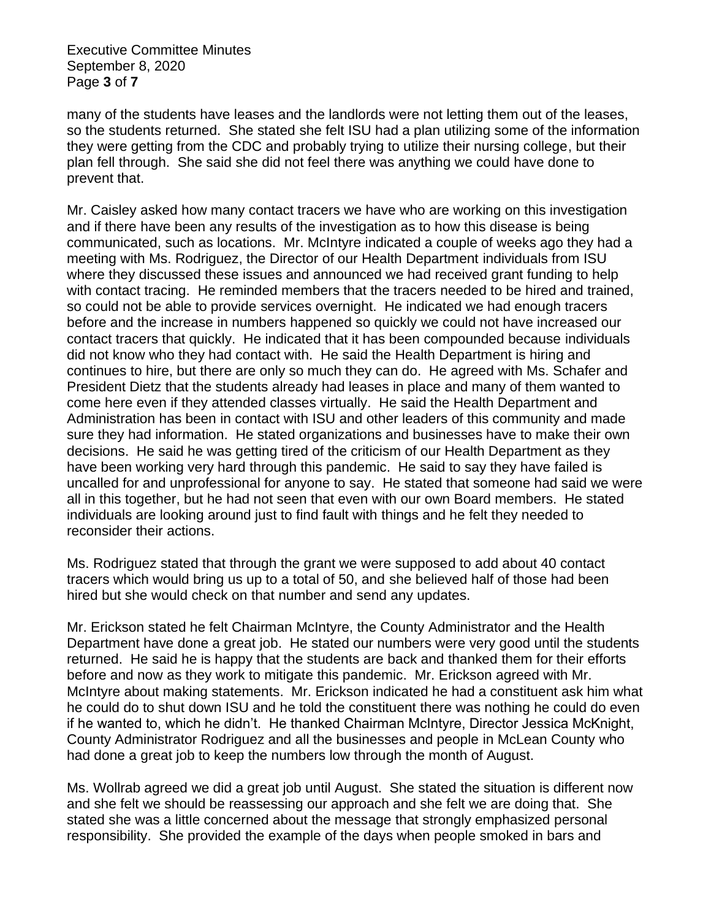many of the students have leases and the landlords were not letting them out of the leases, so the students returned. She stated she felt ISU had a plan utilizing some of the information they were getting from the CDC and probably trying to utilize their nursing college, but their plan fell through. She said she did not feel there was anything we could have done to prevent that.

Mr. Caisley asked how many contact tracers we have who are working on this investigation and if there have been any results of the investigation as to how this disease is being communicated, such as locations. Mr. McIntyre indicated a couple of weeks ago they had a meeting with Ms. Rodriguez, the Director of our Health Department individuals from ISU where they discussed these issues and announced we had received grant funding to help with contact tracing. He reminded members that the tracers needed to be hired and trained, so could not be able to provide services overnight. He indicated we had enough tracers before and the increase in numbers happened so quickly we could not have increased our contact tracers that quickly. He indicated that it has been compounded because individuals did not know who they had contact with. He said the Health Department is hiring and continues to hire, but there are only so much they can do. He agreed with Ms. Schafer and President Dietz that the students already had leases in place and many of them wanted to come here even if they attended classes virtually. He said the Health Department and Administration has been in contact with ISU and other leaders of this community and made sure they had information. He stated organizations and businesses have to make their own decisions. He said he was getting tired of the criticism of our Health Department as they have been working very hard through this pandemic. He said to say they have failed is uncalled for and unprofessional for anyone to say. He stated that someone had said we were all in this together, but he had not seen that even with our own Board members. He stated individuals are looking around just to find fault with things and he felt they needed to reconsider their actions.

Ms. Rodriguez stated that through the grant we were supposed to add about 40 contact tracers which would bring us up to a total of 50, and she believed half of those had been hired but she would check on that number and send any updates.

Mr. Erickson stated he felt Chairman McIntyre, the County Administrator and the Health Department have done a great job. He stated our numbers were very good until the students returned. He said he is happy that the students are back and thanked them for their efforts before and now as they work to mitigate this pandemic. Mr. Erickson agreed with Mr. McIntyre about making statements. Mr. Erickson indicated he had a constituent ask him what he could do to shut down ISU and he told the constituent there was nothing he could do even if he wanted to, which he didn't. He thanked Chairman McIntyre, Director Jessica McKnight, County Administrator Rodriguez and all the businesses and people in McLean County who had done a great job to keep the numbers low through the month of August.

Ms. Wollrab agreed we did a great job until August. She stated the situation is different now and she felt we should be reassessing our approach and she felt we are doing that. She stated she was a little concerned about the message that strongly emphasized personal responsibility. She provided the example of the days when people smoked in bars and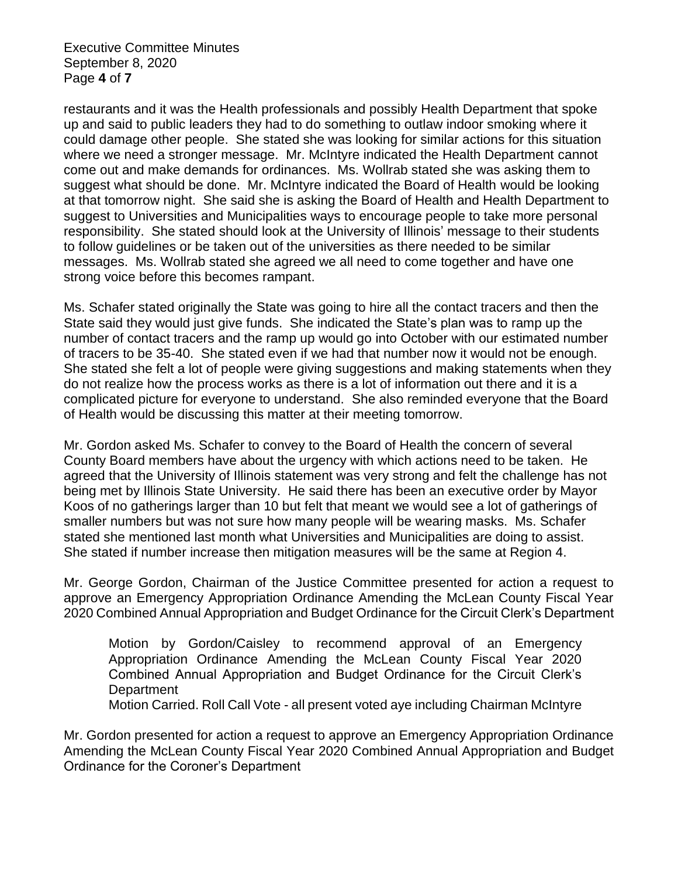restaurants and it was the Health professionals and possibly Health Department that spoke up and said to public leaders they had to do something to outlaw indoor smoking where it could damage other people. She stated she was looking for similar actions for this situation where we need a stronger message. Mr. McIntyre indicated the Health Department cannot come out and make demands for ordinances. Ms. Wollrab stated she was asking them to suggest what should be done. Mr. McIntyre indicated the Board of Health would be looking at that tomorrow night. She said she is asking the Board of Health and Health Department to suggest to Universities and Municipalities ways to encourage people to take more personal responsibility. She stated should look at the University of Illinois' message to their students to follow guidelines or be taken out of the universities as there needed to be similar messages. Ms. Wollrab stated she agreed we all need to come together and have one strong voice before this becomes rampant.

Ms. Schafer stated originally the State was going to hire all the contact tracers and then the State said they would just give funds. She indicated the State's plan was to ramp up the number of contact tracers and the ramp up would go into October with our estimated number of tracers to be 35-40. She stated even if we had that number now it would not be enough. She stated she felt a lot of people were giving suggestions and making statements when they do not realize how the process works as there is a lot of information out there and it is a complicated picture for everyone to understand. She also reminded everyone that the Board of Health would be discussing this matter at their meeting tomorrow.

Mr. Gordon asked Ms. Schafer to convey to the Board of Health the concern of several County Board members have about the urgency with which actions need to be taken. He agreed that the University of Illinois statement was very strong and felt the challenge has not being met by Illinois State University. He said there has been an executive order by Mayor Koos of no gatherings larger than 10 but felt that meant we would see a lot of gatherings of smaller numbers but was not sure how many people will be wearing masks. Ms. Schafer stated she mentioned last month what Universities and Municipalities are doing to assist. She stated if number increase then mitigation measures will be the same at Region 4.

Mr. George Gordon, Chairman of the Justice Committee presented for action a request to approve an Emergency Appropriation Ordinance Amending the McLean County Fiscal Year 2020 Combined Annual Appropriation and Budget Ordinance for the Circuit Clerk's Department

> Motion by Gordon/Caisley to recommend approval of an Emergency Appropriation Ordinance Amending the McLean County Fiscal Year 2020 Combined Annual Appropriation and Budget Ordinance for the Circuit Clerk's Department
> Motion Carried. Roll Call Vote - all present voted aye including Chairman McIntyre

Mr. Gordon presented for action a request to approve an Emergency Appropriation Ordinance Amending the McLean County Fiscal Year 2020 Combined Annual Appropriation and Budget Ordinance for the Coroner's Department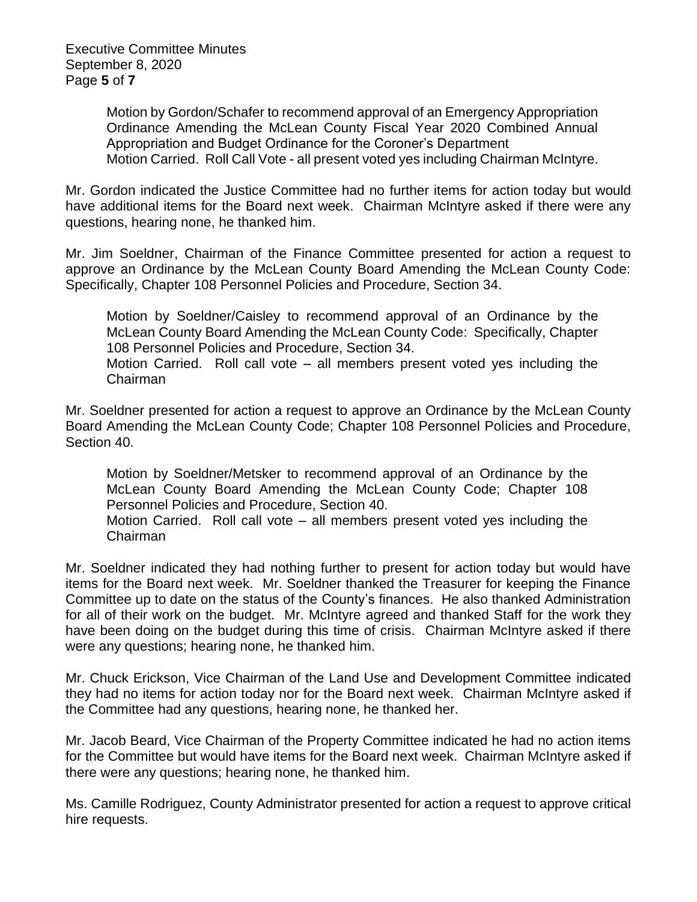Motion by Gordon/Schafer to recommend approval of an Emergency Appropriation Ordinance Amending the McLean County Fiscal Year 2020 Combined Annual Appropriation and Budget Ordinance for the Coroner's Department
Motion Carried. Roll Call Vote - all present voted yes including Chairman McIntyre.

Mr. Gordon indicated the Justice Committee had no further items for action today but would have additional items for the Board next week. Chairman McIntyre asked if there were any questions, hearing none, he thanked him.

Mr. Jim Soeldner, Chairman of the Finance Committee presented for action a request to approve an Ordinance by the McLean County Board Amending the McLean County Code: Specifically, Chapter 108 Personnel Policies and Procedure, Section 34.

Motion by Soeldner/Caisley to recommend approval of an Ordinance by the McLean County Board Amending the McLean County Code: Specifically, Chapter 108 Personnel Policies and Procedure, Section 34.
Motion Carried. Roll call vote – all members present voted yes including the Chairman

Mr. Soeldner presented for action a request to approve an Ordinance by the McLean County Board Amending the McLean County Code; Chapter 108 Personnel Policies and Procedure, Section 40.

Motion by Soeldner/Metsker to recommend approval of an Ordinance by the McLean County Board Amending the McLean County Code; Chapter 108 Personnel Policies and Procedure, Section 40.
Motion Carried. Roll call vote – all members present voted yes including the Chairman

Mr. Soeldner indicated they had nothing further to present for action today but would have items for the Board next week. Mr. Soeldner thanked the Treasurer for keeping the Finance Committee up to date on the status of the County's finances. He also thanked Administration for all of their work on the budget. Mr. McIntyre agreed and thanked Staff for the work they have been doing on the budget during this time of crisis. Chairman McIntyre asked if there were any questions; hearing none, he thanked him.

Mr. Chuck Erickson, Vice Chairman of the Land Use and Development Committee indicated they had no items for action today nor for the Board next week. Chairman McIntyre asked if the Committee had any questions, hearing none, he thanked her.

Mr. Jacob Beard, Vice Chairman of the Property Committee indicated he had no action items for the Committee but would have items for the Board next week. Chairman McIntyre asked if there were any questions; hearing none, he thanked him.

Ms. Camille Rodriguez, County Administrator presented for action a request to approve critical hire requests.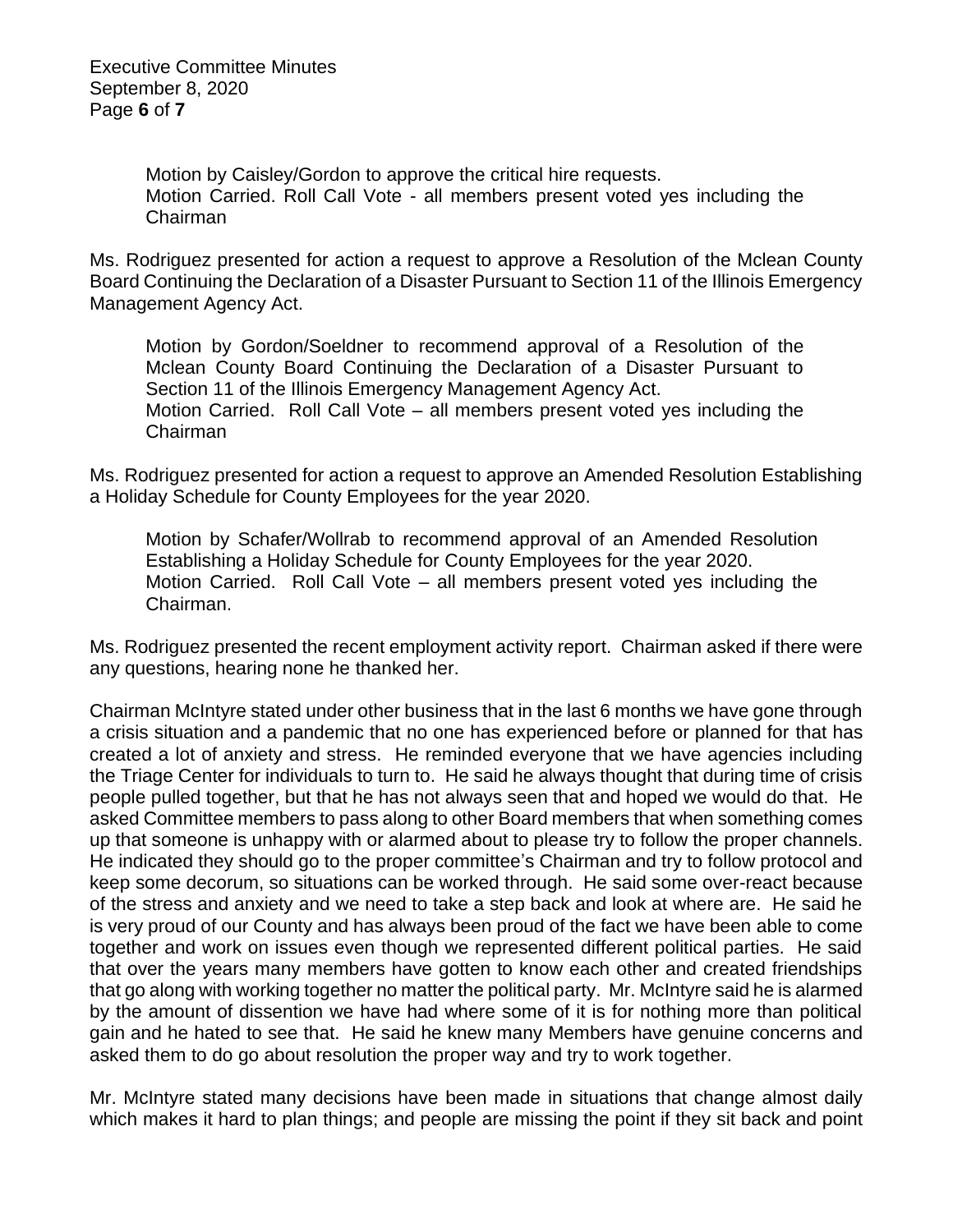Motion by Caisley/Gordon to approve the critical hire requests.
Motion Carried. Roll Call Vote - all members present voted yes including the Chairman

Ms. Rodriguez presented for action a request to approve a Resolution of the Mclean County Board Continuing the Declaration of a Disaster Pursuant to Section 11 of the Illinois Emergency Management Agency Act.

Motion by Gordon/Soeldner to recommend approval of a Resolution of the Mclean County Board Continuing the Declaration of a Disaster Pursuant to Section 11 of the Illinois Emergency Management Agency Act.
Motion Carried. Roll Call Vote – all members present voted yes including the Chairman

Ms. Rodriguez presented for action a request to approve an Amended Resolution Establishing a Holiday Schedule for County Employees for the year 2020.

Motion by Schafer/Wollrab to recommend approval of an Amended Resolution Establishing a Holiday Schedule for County Employees for the year 2020.
Motion Carried. Roll Call Vote – all members present voted yes including the Chairman.

Ms. Rodriguez presented the recent employment activity report. Chairman asked if there were any questions, hearing none he thanked her.

Chairman McIntyre stated under other business that in the last 6 months we have gone through a crisis situation and a pandemic that no one has experienced before or planned for that has created a lot of anxiety and stress. He reminded everyone that we have agencies including the Triage Center for individuals to turn to. He said he always thought that during time of crisis people pulled together, but that he has not always seen that and hoped we would do that. He asked Committee members to pass along to other Board members that when something comes up that someone is unhappy with or alarmed about to please try to follow the proper channels. He indicated they should go to the proper committee's Chairman and try to follow protocol and keep some decorum, so situations can be worked through. He said some over-react because of the stress and anxiety and we need to take a step back and look at where are. He said he is very proud of our County and has always been proud of the fact we have been able to come together and work on issues even though we represented different political parties. He said that over the years many members have gotten to know each other and created friendships that go along with working together no matter the political party. Mr. McIntyre said he is alarmed by the amount of dissention we have had where some of it is for nothing more than political gain and he hated to see that. He said he knew many Members have genuine concerns and asked them to do go about resolution the proper way and try to work together.

Mr. McIntyre stated many decisions have been made in situations that change almost daily which makes it hard to plan things; and people are missing the point if they sit back and point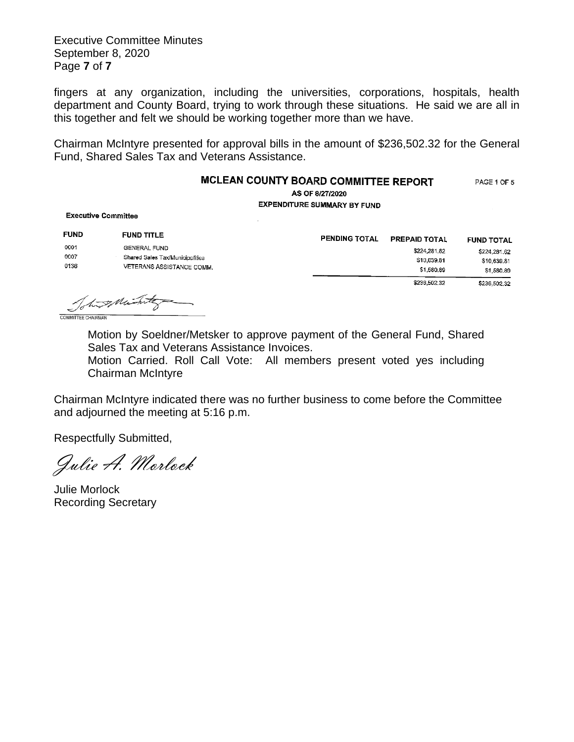fingers at any organization, including the universities, corporations, hospitals, health department and County Board, trying to work through these situations. He said we are all in this together and felt we should be working together more than we have.

Chairman McIntyre presented for approval bills in the amount of $236,502.32 for the General Fund, Shared Sales Tax and Veterans Assistance.

**MCLEAN COUNTY BOARD COMMITTEE REPORT** PAGE 1 OF 5

AS OF 8/27/2020

EXPENDITURE SUMMARY BY FUND

**Executive Committee**

| FUND | FUND TITLE | PENDING TOTAL | PREPAID TOTAL | FUND TOTAL |
|---|---|---|---|---|
| 0001 | GENERAL FUND | | $224,281.62 | $224,281.62 |
| 0007 | Shared Sales Tax/Municipalities | | $10,639.81 | $10,639.81 |
| 0136 | VETERANS ASSISTANCE COMM. | | $1,580.89 | $1,580.89 |
| | | | $236,502.32 | $236,502.32 |

COMMITTEE CHAIRMAN

Motion by Soeldner/Metsker to approve payment of the General Fund, Shared Sales Tax and Veterans Assistance Invoices.
Motion Carried. Roll Call Vote: All members present voted yes including Chairman McIntyre

Chairman McIntyre indicated there was no further business to come before the Committee and adjourned the meeting at 5:16 p.m.

Respectfully Submitted,

*Julie A. Morlock*

Julie Morlock
Recording Secretary